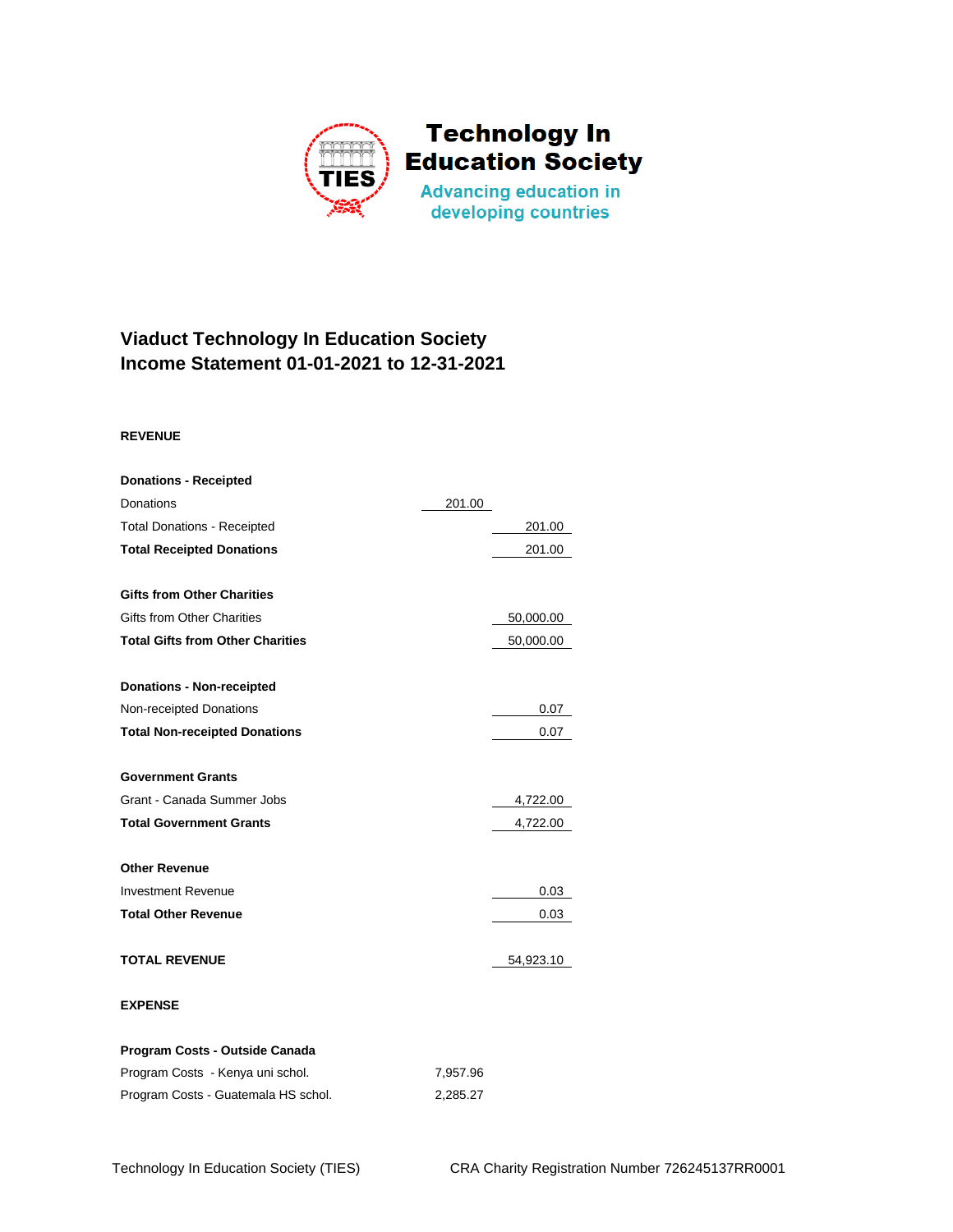# Technology In Education Society

Advancing education in developing countries

## Viaduct Technology In Education Society
## Income Statement 01-01-2021 to 12-31-2021

| | | |
|---|---|---|
| **REVENUE** | | |
| | | |
| **Donations - Receipted** | | |
| Donations | 201.00 | |
| Total Donations - Receipted | | 201.00 |
| **Total Receipted Donations** | | 201.00 |
| | | |
| **Gifts from Other Charities** | | |
| Gifts from Other Charities | | 50,000.00 |
| **Total Gifts from Other Charities** | | 50,000.00 |
| | | |
| **Donations - Non-receipted** | | |
| Non-receipted Donations | | 0.07 |
| **Total Non-receipted Donations** | | 0.07 |
| | | |
| **Government Grants** | | |
| Grant - Canada Summer Jobs | | 4,722.00 |
| **Total Government Grants** | | 4,722.00 |
| | | |
| **Other Revenue** | | |
| Investment Revenue | | 0.03 |
| **Total Other Revenue** | | 0.03 |
| | | |
| **TOTAL REVENUE** | | 54,923.10 |
| | | |
| **EXPENSE** | | |
| | | |
| **Program Costs - Outside Canada** | | |
| Program Costs - Kenya uni schol. | 7,957.96 | |
| Program Costs - Guatemala HS schol. | 2,285.27 | |

Technology In Education Society (TIES) CRA Charity Registration Number 726245137RR0001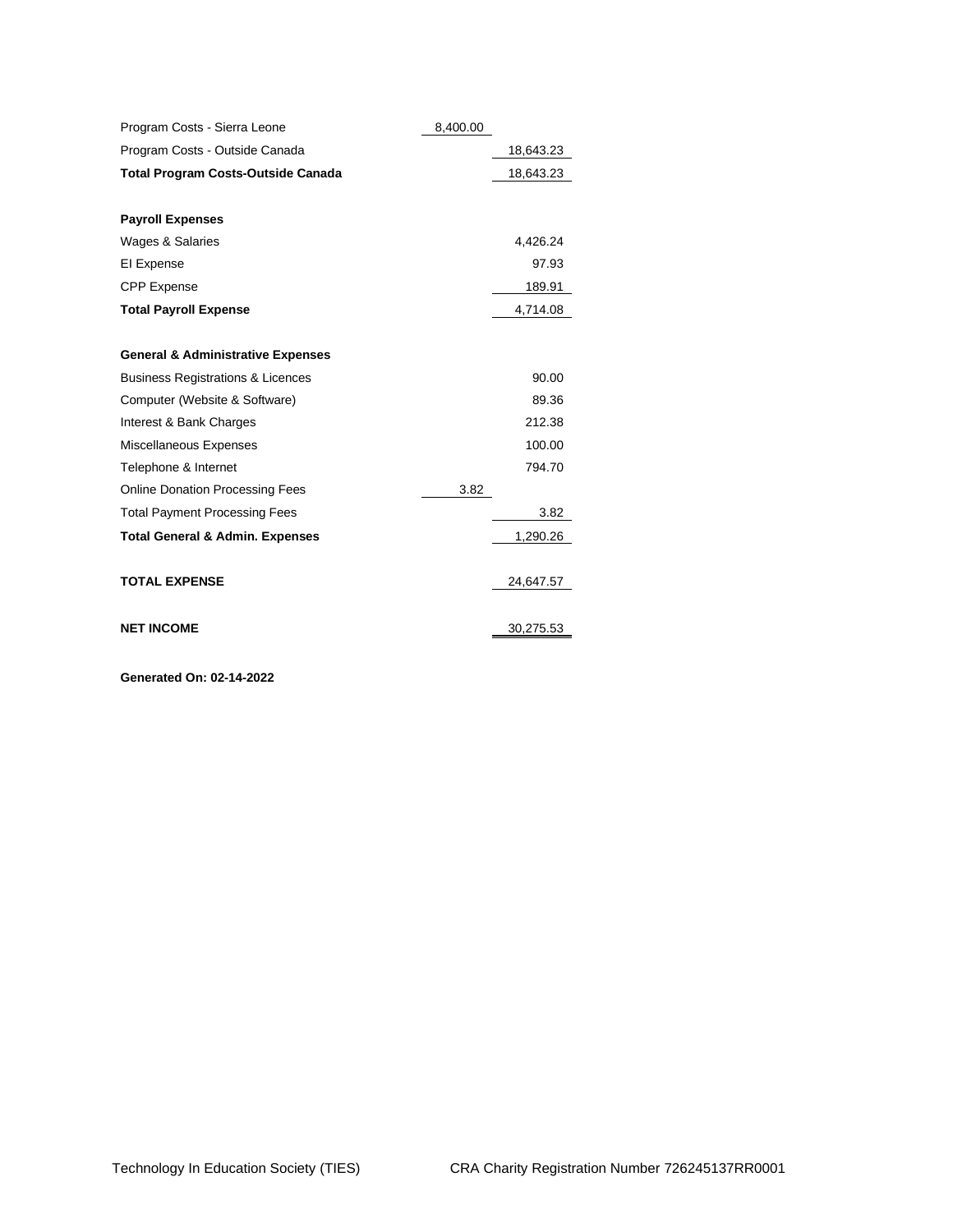| | | |
|---|---|---|
| Program Costs - Sierra Leone | 8,400.00 | |
| Program Costs - Outside Canada | | 18,643.23 |
| **Total Program Costs-Outside Canada** | | 18,643.23 |
| | | |
| **Payroll Expenses** | | |
| Wages & Salaries | | 4,426.24 |
| EI Expense | | 97.93 |
| CPP Expense | | 189.91 |
| **Total Payroll Expense** | | 4,714.08 |
| | | |
| **General & Administrative Expenses** | | |
| Business Registrations & Licences | | 90.00 |
| Computer (Website & Software) | | 89.36 |
| Interest & Bank Charges | | 212.38 |
| Miscellaneous Expenses | | 100.00 |
| Telephone & Internet | | 794.70 |
| Online Donation Processing Fees | 3.82 | |
| Total Payment Processing Fees | | 3.82 |
| **Total General & Admin. Expenses** | | 1,290.26 |
| | | |
| **TOTAL EXPENSE** | | 24,647.57 |
| | | |
| **NET INCOME** | | 30,275.53 |

**Generated On: 02-14-2022**

Technology In Education Society (TIES) CRA Charity Registration Number 726245137RR0001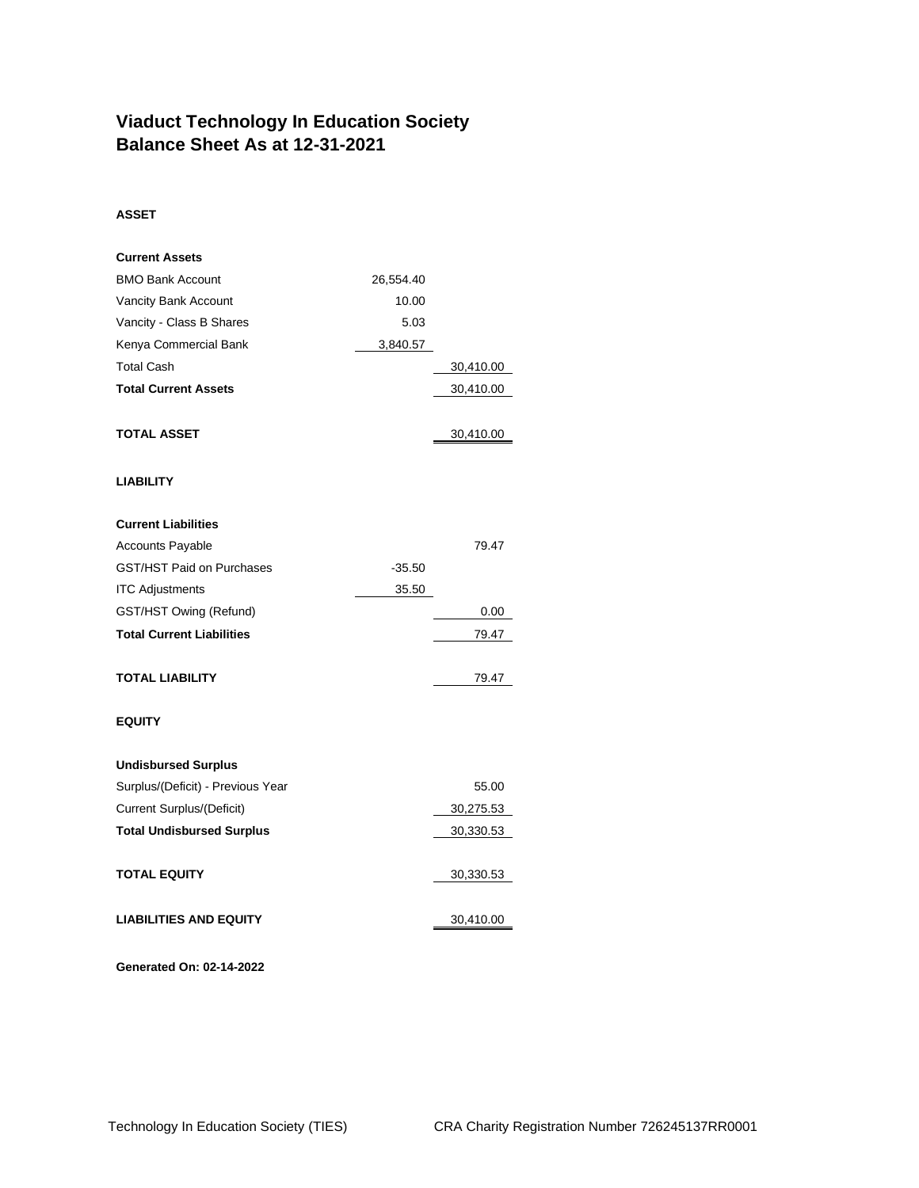# Viaduct Technology In Education Society
# Balance Sheet As at 12-31-2021

**ASSET**

| | | |
|---|---|---|
| **Current Assets** | | |
| BMO Bank Account | 26,554.40 | |
| Vancity Bank Account | 10.00 | |
| Vancity - Class B Shares | 5.03 | |
| Kenya Commercial Bank | 3,840.57 | |
| Total Cash | | 30,410.00 |
| **Total Current Assets** | | 30,410.00 |
| | | |
| **TOTAL ASSET** | | 30,410.00 |

**LIABILITY**

| | | |
|---|---|---|
| **Current Liabilities** | | |
| Accounts Payable | | 79.47 |
| GST/HST Paid on Purchases | -35.50 | |
| ITC Adjustments | 35.50 | |
| GST/HST Owing (Refund) | | 0.00 |
| **Total Current Liabilities** | | 79.47 |
| | | |
| **TOTAL LIABILITY** | | 79.47 |

**EQUITY**

| | | |
|---|---|---|
| **Undisbursed Surplus** | | |
| Surplus/(Deficit) - Previous Year | | 55.00 |
| Current Surplus/(Deficit) | | 30,275.53 |
| **Total Undisbursed Surplus** | | 30,330.53 |
| | | |
| **TOTAL EQUITY** | | 30,330.53 |
| | | |
| **LIABILITIES AND EQUITY** | | 30,410.00 |

**Generated On: 02-14-2022**

Technology In Education Society (TIES) CRA Charity Registration Number 726245137RR0001